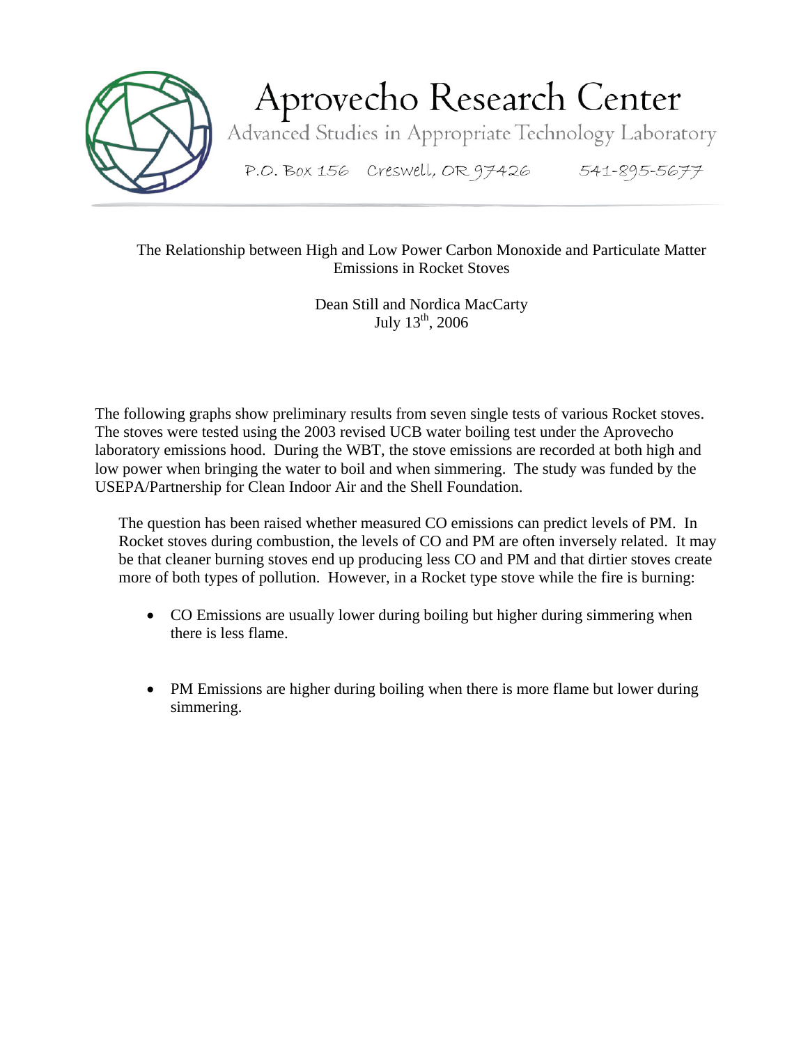# Aprovecho Research Center

Advanced Studies in Appropriate Technology Laboratory

P.O. Box 156 Creswell, OR 97426 541-895-5677

## The Relationship between High and Low Power Carbon Monoxide and Particulate Matter Emissions in Rocket Stoves

Dean Still and Nordica MacCarty
July 13th, 2006

The following graphs show preliminary results from seven single tests of various Rocket stoves. The stoves were tested using the 2003 revised UCB water boiling test under the Aprovecho laboratory emissions hood. During the WBT, the stove emissions are recorded at both high and low power when bringing the water to boil and when simmering. The study was funded by the USEPA/Partnership for Clean Indoor Air and the Shell Foundation.

The question has been raised whether measured CO emissions can predict levels of PM. In Rocket stoves during combustion, the levels of CO and PM are often inversely related. It may be that cleaner burning stoves end up producing less CO and PM and that dirtier stoves create more of both types of pollution. However, in a Rocket type stove while the fire is burning:

- CO Emissions are usually lower during boiling but higher during simmering when there is less flame.
- PM Emissions are higher during boiling when there is more flame but lower during simmering.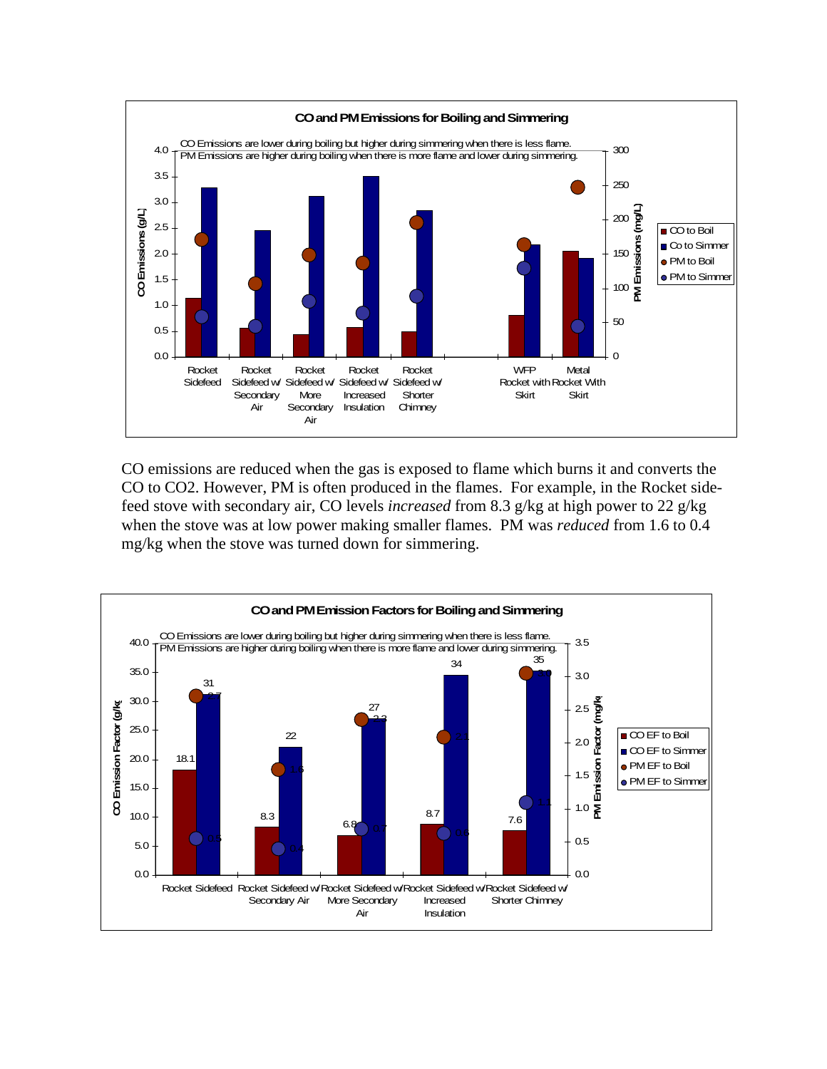**CO and PM Emissions for Boiling and Simmering**

CO Emissions are lower during boiling but higher during simmering when there is less flame.
PM Emissions are higher during boiling when there is more flame and lower during simmering.

CO Emissions (g/L)

PM Emissions (mg/L)

0.0 0.5 1.0 1.5 2.0 2.5 3.0 3.5 4.0

0 50 100 150 200 250 300

Rocket Sidefeed
Rocket Sidefeed w/ Secondary Air
Rocket Sidefeed w/ More Secondary Air
Rocket Sidefeed w/ Increased Insulation
Rocket Sidefeed w/ Shorter Chimney
WFP Rocket with Skirt
Metal Rocket With Skirt

CO to Boil
Co to Simmer
PM to Boil
PM to Simmer

CO emissions are reduced when the gas is exposed to flame which burns it and converts the CO to CO2. However, PM is often produced in the flames. For example, in the Rocket side-feed stove with secondary air, CO levels *increased* from 8.3 g/kg at high power to 22 g/kg when the stove was at low power making smaller flames. PM was *reduced* from 1.6 to 0.4 mg/kg when the stove was turned down for simmering.

**CO and PM Emission Factors for Boiling and Simmering**

CO Emissions are lower during boiling but higher during simmering when there is less flame.
PM Emissions are higher during boiling when there is more flame and lower during simmering.

CO Emission Factor (g/kg)

PM Emission Factor (mg/kg)

0.0 5.0 10.0 15.0 20.0 25.0 30.0 35.0 40.0

0.0 0.5 1.0 1.5 2.0 2.5 3.0 3.5

18.1 31 2.7 0.6
8.3 22 1.6 0.4
6.8 27 2.3 0.7
8.7 34 2.1 0.6
7.6 35 3.0 1.1

Rocket Sidefeed
Rocket Sidefeed w/ Secondary Air
Rocket Sidefeed w/ More Secondary Air
Rocket Sidefeed w/ Increased Insulation
Rocket Sidefeed w/ Shorter Chimney

CO EF to Boil
CO EF to Simmer
PM EF to Boil
PM EF to Simmer